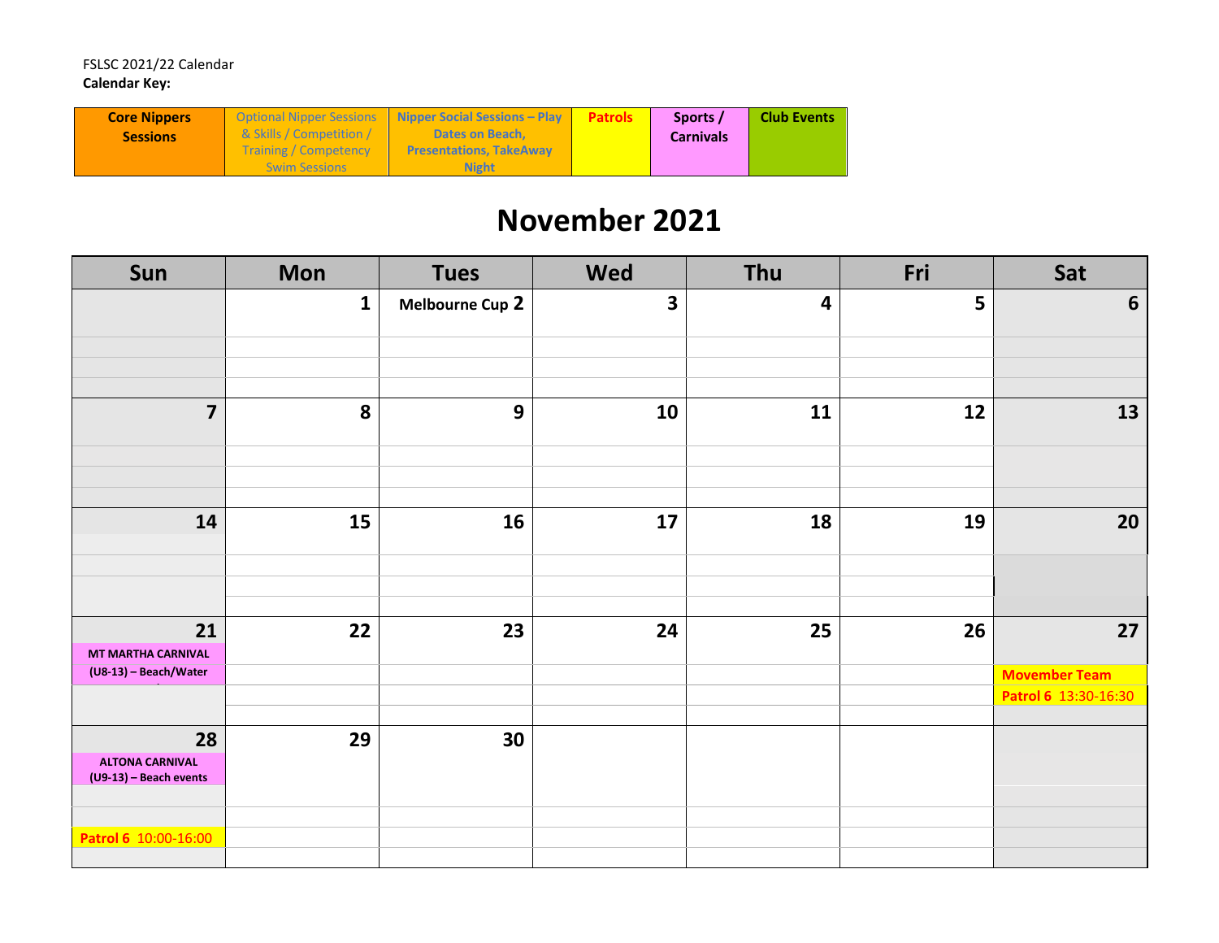FSLSC 2021/22 Calendar

**Calendar Key:**

| Core Nippers Sessions | Optional Nipper Sessions & Skills / Competition / Training / Competency Swim Sessions | Nipper Social Sessions – Play Dates on Beach, Presentations, TakeAway Night | Patrols | Sports / Carnivals | Club Events |
|---|---|---|---|---|---|

# November 2021

| Sun | Mon | Tues | Wed | Thu | Fri | Sat |
|---|---|---|---|---|---|---|
| | 1 | Melbourne Cup 2 | 3 | 4 | 5 | 6 |
| 7 | 8 | 9 | 10 | 11 | 12 | 13 |
| 14 | 15 | 16 | 17 | 18 | 19 | 20 |
| 21<br>MT MARTHA CARNIVAL (U8-13) – Beach/Water | 22 | 23 | 24 | 25 | 26 | 27<br>Movember Team<br>Patrol 6 13:30-16:30 |
| 28<br>ALTONA CARNIVAL (U9-13) – Beach events<br>Patrol 6 10:00-16:00 | 29 | 30 | | | | |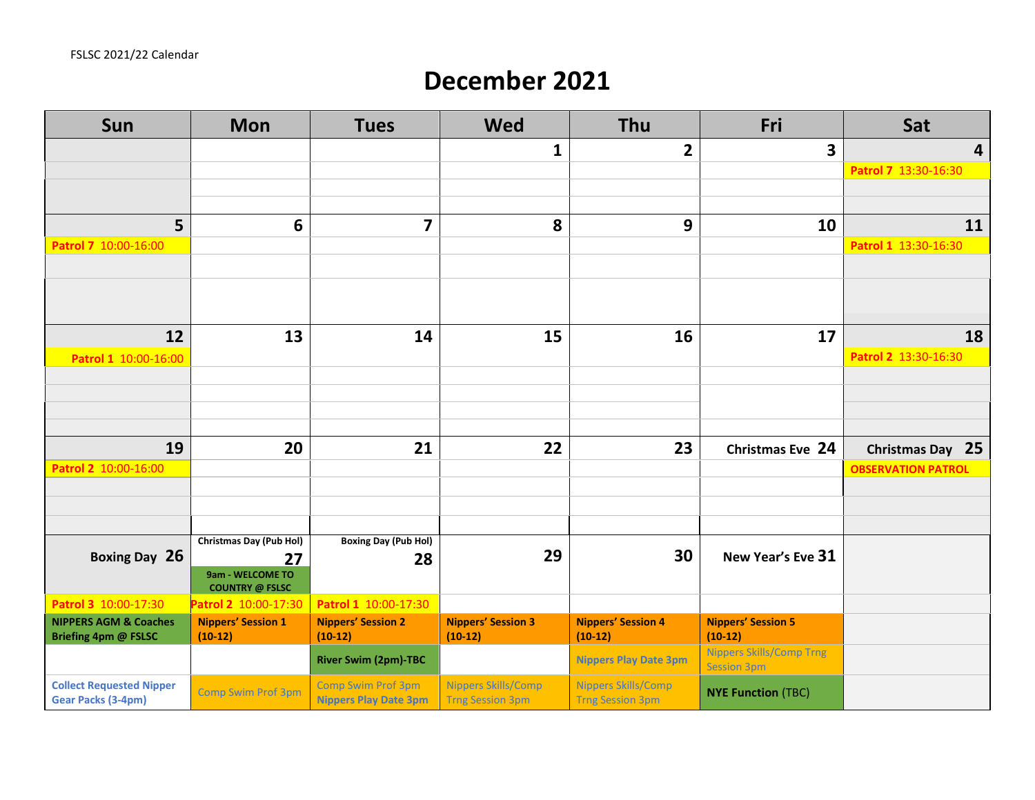FSLSC 2021/22 Calendar

# December 2021

| Sun | Mon | Tues | Wed | Thu | Fri | Sat |
|---|---|---|---|---|---|---|
| | | | 1 | 2 | 3 | 4 |
| | | | | | | Patrol 7 13:30-16:30 |
| 5 | 6 | 7 | 8 | 9 | 10 | 11 |
| Patrol 7 10:00-16:00 | | | | | | Patrol 1 13:30-16:30 |
| 12 | 13 | 14 | 15 | 16 | 17 | 18 |
| Patrol 1 10:00-16:00 | | | | | | Patrol 2 13:30-16:30 |
| 19 | 20 | 21 | 22 | 23 | Christmas Eve 24 | Christmas Day 25 |
| Patrol 2 10:00-16:00 | | | | | | OBSERVATION PATROL |
| Boxing Day 26 | Christmas Day (Pub Hol) 27 | Boxing Day (Pub Hol) 28 | 29 | 30 | New Year's Eve 31 | |
| | 9am - WELCOME TO COUNTRY @ FSLSC | | | | | |
| Patrol 3 10:00-17:30 | Patrol 2 10:00-17:30 | Patrol 1 10:00-17:30 | | | | |
| NIPPERS AGM & Coaches Briefing 4pm @ FSLSC | Nippers' Session 1 (10-12) | Nippers' Session 2 (10-12) | Nippers' Session 3 (10-12) | Nippers' Session 4 (10-12) | Nippers' Session 5 (10-12) | |
| | | River Swim (2pm)-TBC | | Nippers Play Date 3pm | Nippers Skills/Comp Trng Session 3pm | |
| Collect Requested Nipper Gear Packs (3-4pm) | Comp Swim Prof 3pm | Comp Swim Prof 3pm<br>Nippers Play Date 3pm | Nippers Skills/Comp Trng Session 3pm | Nippers Skills/Comp Trng Session 3pm | NYE Function (TBC) | |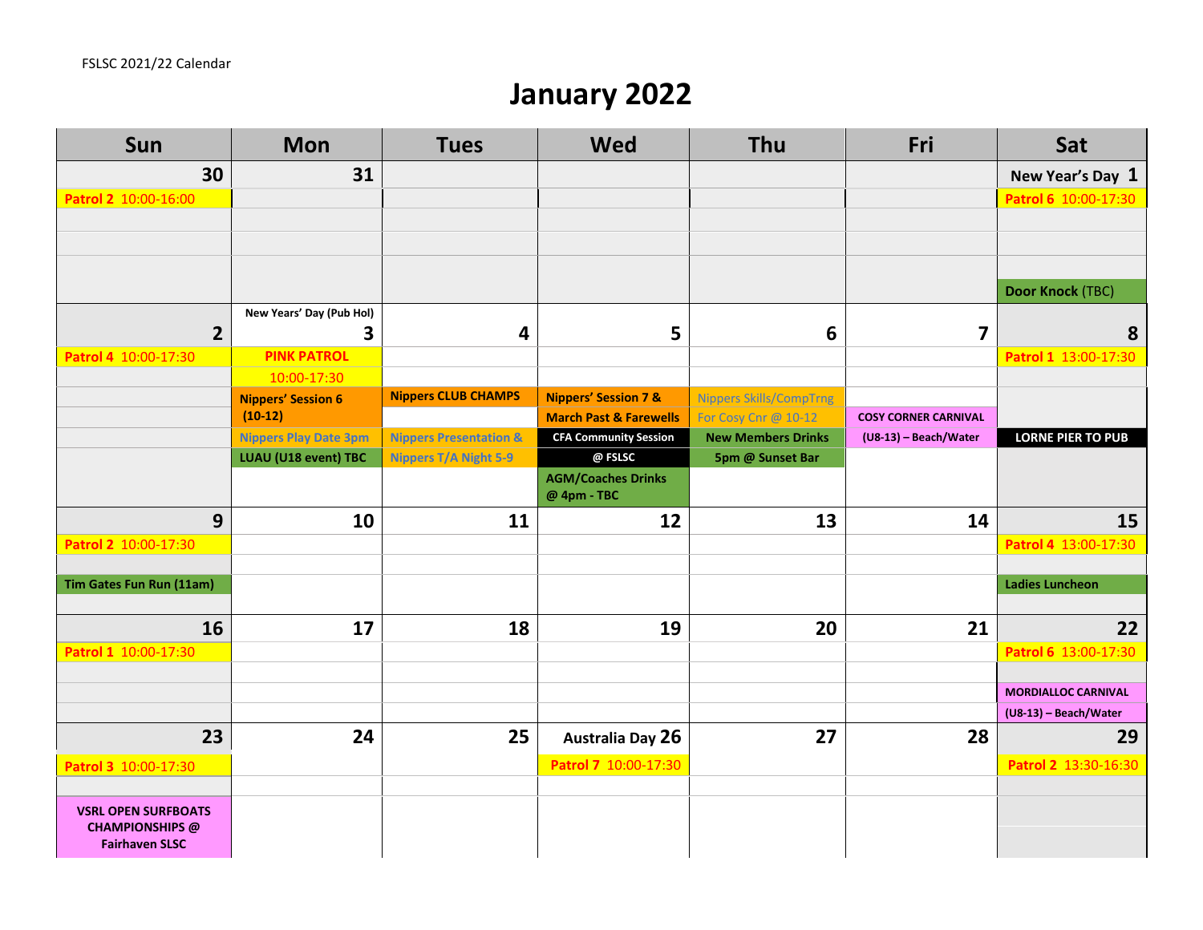FSLSC 2021/22 Calendar

# January 2022

| Sun | Mon | Tues | Wed | Thu | Fri | Sat |
|---|---|---|---|---|---|---|
| **30** Patrol 2 10:00-16:00 | **31** | | | | | New Year's Day **1** Patrol 6 10:00-17:30; Door Knock (TBC) |
| **2** Patrol 4 10:00-17:30 | New Years' Day (Pub Hol) **3** PINK PATROL 10:00-17:30; Nippers' Session 6 (10-12); Nippers Play Date 3pm; LUAU (U18 event) TBC | **4** Nippers CLUB CHAMPS; Nippers Presentation & Nippers T/A Night 5-9 | **5** Nippers' Session 7 & March Past & Farewells; CFA Community Session @ FSLSC; AGM/Coaches Drinks @ 4pm - TBC | **6** Nippers Skills/CompTrng For Cosy Cnr @ 10-12; New Members Drinks 5pm @ Sunset Bar | **7** COSY CORNER CARNIVAL (U8-13) – Beach/Water | **8** Patrol 1 13:00-17:30; LORNE PIER TO PUB |
| **9** Patrol 2 10:00-17:30; Tim Gates Fun Run (11am) | **10** | **11** | **12** | **13** | **14** | **15** Patrol 4 13:00-17:30; Ladies Luncheon |
| **16** Patrol 1 10:00-17:30 | **17** | **18** | **19** | **20** | **21** | **22** Patrol 6 13:00-17:30; MORDIALLOC CARNIVAL (U8-13) – Beach/Water |
| **23** Patrol 3 10:00-17:30; VSRL OPEN SURFBOATS CHAMPIONSHIPS @ Fairhaven SLSC | **24** | **25** | Australia Day **26** Patrol 7 10:00-17:30 | **27** | **28** | **29** Patrol 2 13:30-16:30 |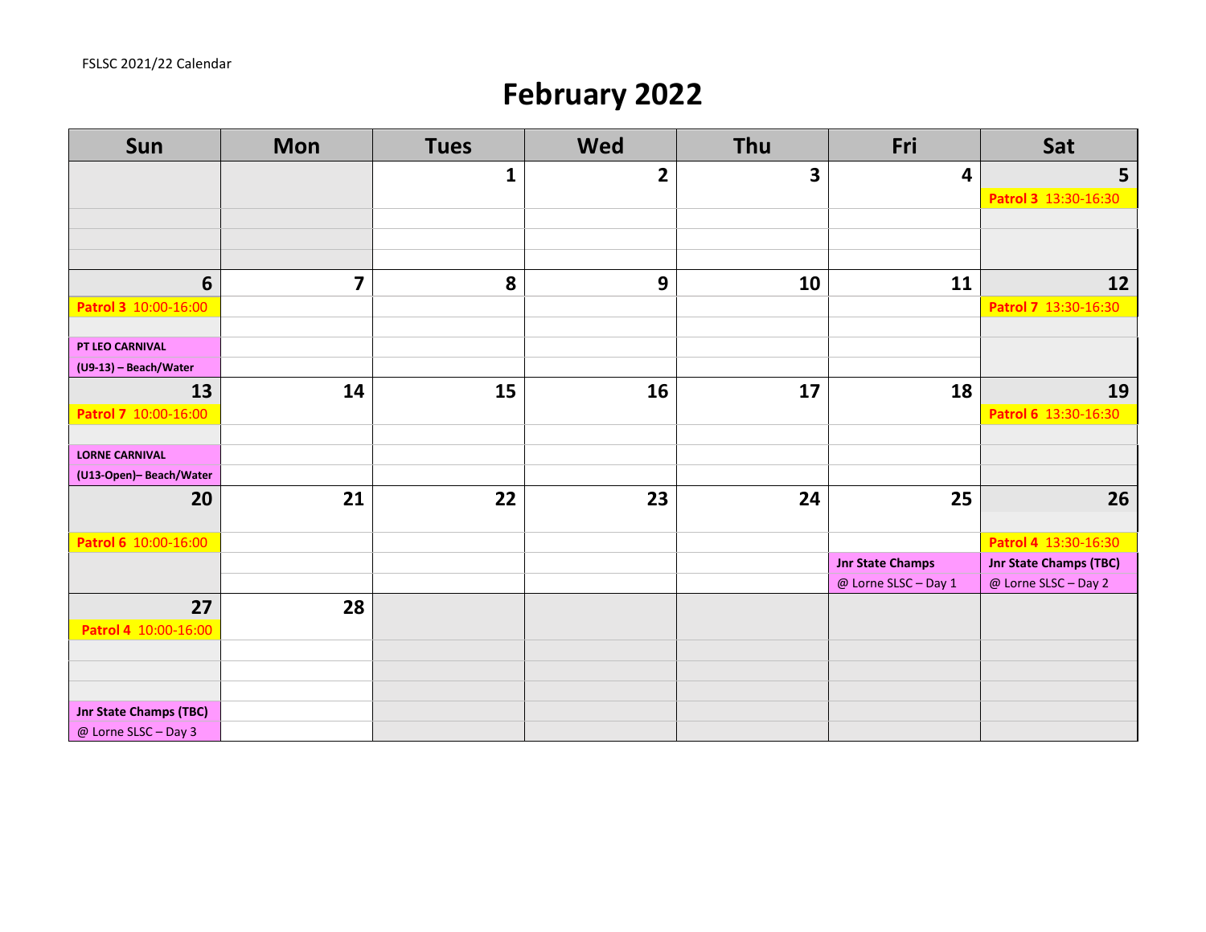FSLSC 2021/22 Calendar

# February 2022

| Sun | Mon | Tues | Wed | Thu | Fri | Sat |
|---|---|---|---|---|---|---|
| | | **1** | **2** | **3** | **4** | **5**<br>**Patrol 3** 13:30-16:30 |
| **6**<br>**Patrol 3** 10:00-16:00<br>**PT LEO CARNIVAL**<br>**(U9-13) – Beach/Water** | **7** | **8** | **9** | **10** | **11** | **12**<br>**Patrol 7** 13:30-16:30 |
| **13**<br>**Patrol 7** 10:00-16:00<br>**LORNE CARNIVAL**<br>**(U13-Open)– Beach/Water** | **14** | **15** | **16** | **17** | **18** | **19**<br>**Patrol 6** 13:30-16:30 |
| **20**<br>**Patrol 6** 10:00-16:00 | **21** | **22** | **23** | **24** | **25**<br>**Jnr State Champs**<br>@ Lorne SLSC – Day 1 | **26**<br>**Patrol 4** 13:30-16:30<br>**Jnr State Champs (TBC)**<br>@ Lorne SLSC – Day 2 |
| **27**<br>**Patrol 4** 10:00-16:00<br>**Jnr State Champs (TBC)**<br>@ Lorne SLSC – Day 3 | **28** | | | | | |